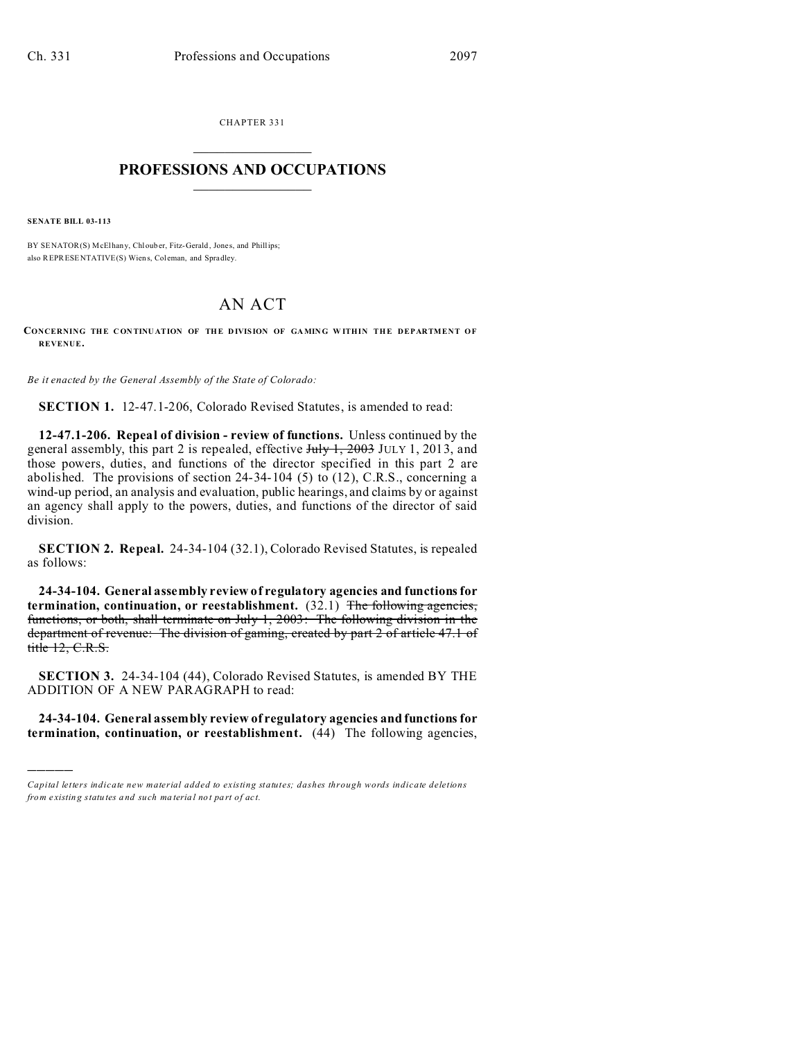CHAPTER 331

# PROFESSIONS AND OCCUPATIONS

**SENATE BILL 03-113**

BY SENATOR(S) McElhany, Chlouber, Fitz-Gerald, Jones, and Phillips;
also REPRESENTATIVE(S) Wiens, Coleman, and Spradley.

# AN ACT

**CONCERNING THE CONTINUATION OF THE DIVISION OF GAMING WITHIN THE DEPARTMENT OF REVENUE.**

*Be it enacted by the General Assembly of the State of Colorado:*

**SECTION 1.** 12-47.1-206, Colorado Revised Statutes, is amended to read:

**12-47.1-206. Repeal of division - review of functions.** Unless continued by the general assembly, this part 2 is repealed, effective ~~July 1, 2003~~ JULY 1, 2013, and those powers, duties, and functions of the director specified in this part 2 are abolished. The provisions of section 24-34-104 (5) to (12), C.R.S., concerning a wind-up period, an analysis and evaluation, public hearings, and claims by or against an agency shall apply to the powers, duties, and functions of the director of said division.

**SECTION 2. Repeal.** 24-34-104 (32.1), Colorado Revised Statutes, is repealed as follows:

**24-34-104. General assembly review of regulatory agencies and functions for termination, continuation, or reestablishment.** (32.1) ~~The following agencies, functions, or both, shall terminate on July 1, 2003: The following division in the department of revenue: The division of gaming, created by part 2 of article 47.1 of title 12, C.R.S.~~

**SECTION 3.** 24-34-104 (44), Colorado Revised Statutes, is amended BY THE ADDITION OF A NEW PARAGRAPH to read:

**24-34-104. General assembly review of regulatory agencies and functions for termination, continuation, or reestablishment.** (44) The following agencies,

---

*Capital letters indicate new material added to existing statutes; dashes through words indicate deletions from existing statutes and such material not part of act.*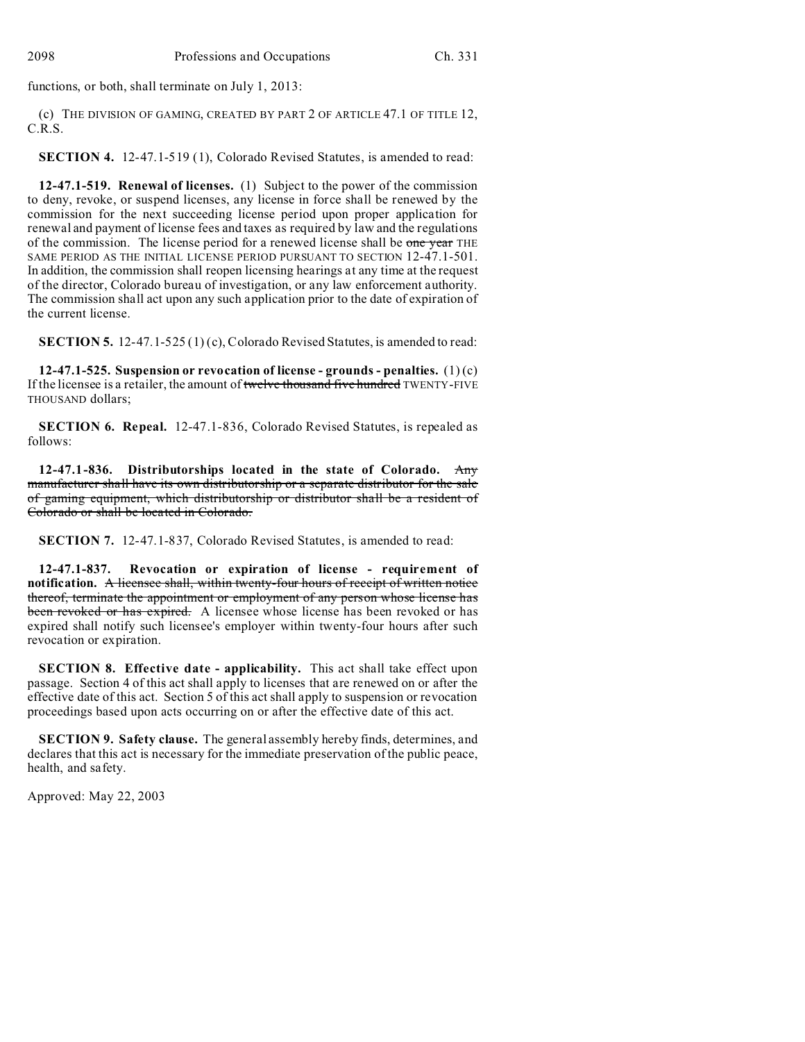functions, or both, shall terminate on July 1, 2013:

(c) THE DIVISION OF GAMING, CREATED BY PART 2 OF ARTICLE 47.1 OF TITLE 12, C.R.S.

**SECTION 4.** 12-47.1-519 (1), Colorado Revised Statutes, is amended to read:

**12-47.1-519. Renewal of licenses.** (1) Subject to the power of the commission to deny, revoke, or suspend licenses, any license in force shall be renewed by the commission for the next succeeding license period upon proper application for renewal and payment of license fees and taxes as required by law and the regulations of the commission. The license period for a renewed license shall be ~~one year~~ THE SAME PERIOD AS THE INITIAL LICENSE PERIOD PURSUANT TO SECTION 12-47.1-501. In addition, the commission shall reopen licensing hearings at any time at the request of the director, Colorado bureau of investigation, or any law enforcement authority. The commission shall act upon any such application prior to the date of expiration of the current license.

**SECTION 5.** 12-47.1-525 (1) (c), Colorado Revised Statutes, is amended to read:

**12-47.1-525. Suspension or revocation of license - grounds - penalties.** (1) (c) If the licensee is a retailer, the amount of ~~twelve thousand five hundred~~ TWENTY-FIVE THOUSAND dollars;

**SECTION 6. Repeal.** 12-47.1-836, Colorado Revised Statutes, is repealed as follows:

**12-47.1-836. Distributorships located in the state of Colorado.** ~~Any manufacturer shall have its own distributorship or a separate distributor for the sale of gaming equipment, which distributorship or distributor shall be a resident of Colorado or shall be located in Colorado.~~

**SECTION 7.** 12-47.1-837, Colorado Revised Statutes, is amended to read:

**12-47.1-837. Revocation or expiration of license - requirement of notification.** ~~A licensee shall, within twenty-four hours of receipt of written notice thereof, terminate the appointment or employment of any person whose license has been revoked or has expired.~~ A licensee whose license has been revoked or has expired shall notify such licensee's employer within twenty-four hours after such revocation or expiration.

**SECTION 8. Effective date - applicability.** This act shall take effect upon passage. Section 4 of this act shall apply to licenses that are renewed on or after the effective date of this act. Section 5 of this act shall apply to suspension or revocation proceedings based upon acts occurring on or after the effective date of this act.

**SECTION 9. Safety clause.** The general assembly hereby finds, determines, and declares that this act is necessary for the immediate preservation of the public peace, health, and safety.

Approved: May 22, 2003